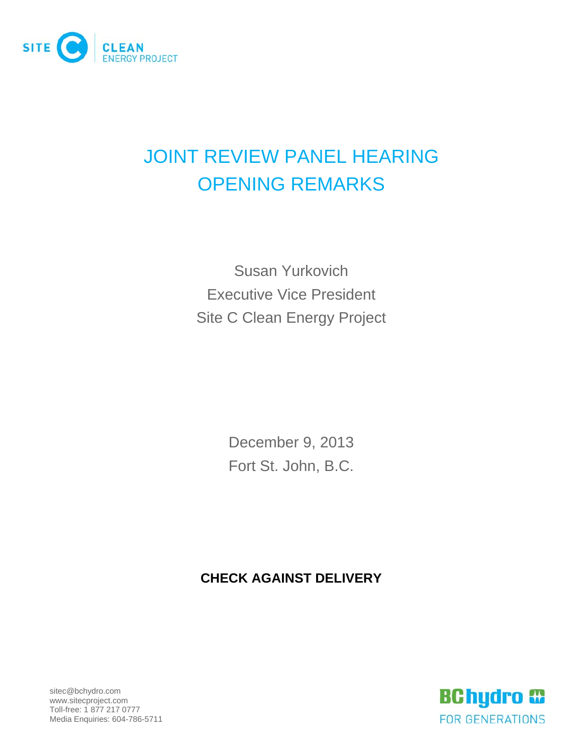SITE C CLEAN ENERGY PROJECT

# JOINT REVIEW PANEL HEARING OPENING REMARKS

Susan Yurkovich
Executive Vice President
Site C Clean Energy Project

December 9, 2013
Fort St. John, B.C.

**CHECK AGAINST DELIVERY**

sitec@bchydro.com
www.sitecproject.com
Toll-free: 1 877 217 0777
Media Enquiries: 604-786-5711

BC hydro
FOR GENERATIONS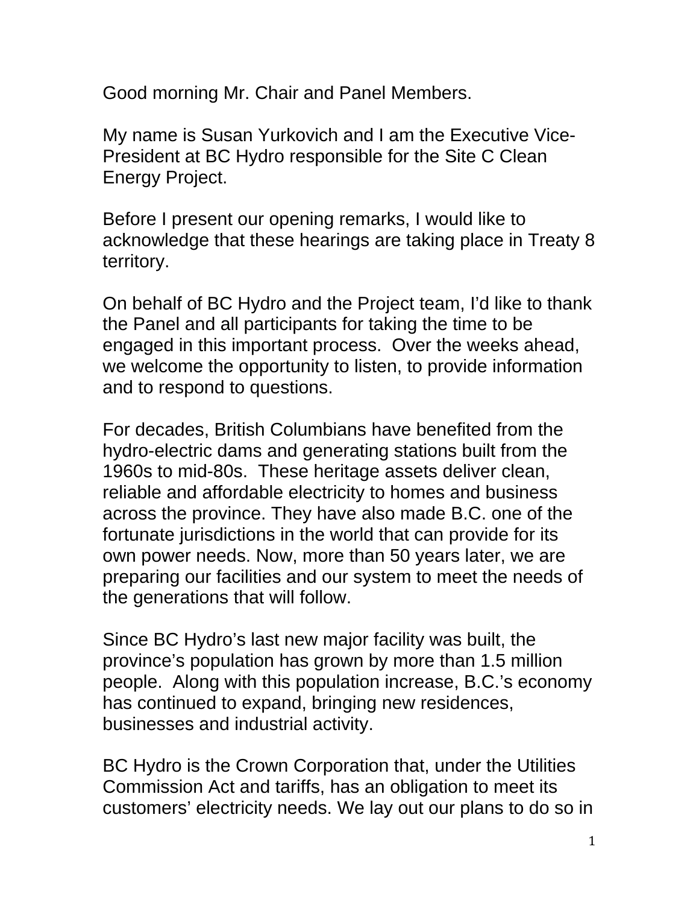Good morning Mr. Chair and Panel Members.

My name is Susan Yurkovich and I am the Executive Vice-President at BC Hydro responsible for the Site C Clean Energy Project.

Before I present our opening remarks, I would like to acknowledge that these hearings are taking place in Treaty 8 territory.

On behalf of BC Hydro and the Project team, I'd like to thank the Panel and all participants for taking the time to be engaged in this important process. Over the weeks ahead, we welcome the opportunity to listen, to provide information and to respond to questions.

For decades, British Columbians have benefited from the hydro-electric dams and generating stations built from the 1960s to mid-80s. These heritage assets deliver clean, reliable and affordable electricity to homes and business across the province. They have also made B.C. one of the fortunate jurisdictions in the world that can provide for its own power needs. Now, more than 50 years later, we are preparing our facilities and our system to meet the needs of the generations that will follow.

Since BC Hydro's last new major facility was built, the province's population has grown by more than 1.5 million people. Along with this population increase, B.C.'s economy has continued to expand, bringing new residences, businesses and industrial activity.

BC Hydro is the Crown Corporation that, under the Utilities Commission Act and tariffs, has an obligation to meet its customers' electricity needs. We lay out our plans to do so in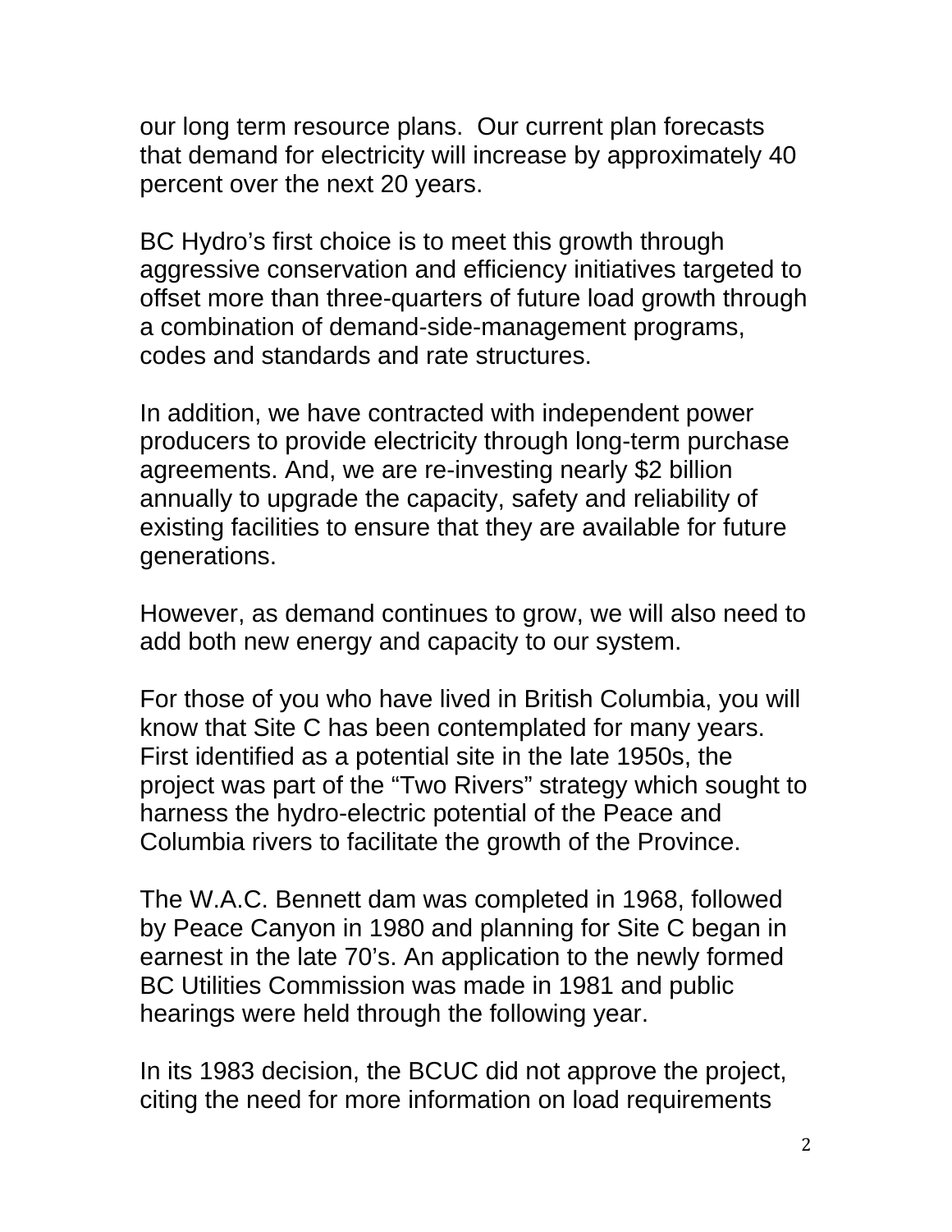our long term resource plans.  Our current plan forecasts that demand for electricity will increase by approximately 40 percent over the next 20 years.

BC Hydro's first choice is to meet this growth through aggressive conservation and efficiency initiatives targeted to offset more than three-quarters of future load growth through a combination of demand-side-management programs, codes and standards and rate structures.

In addition, we have contracted with independent power producers to provide electricity through long-term purchase agreements. And, we are re-investing nearly $2 billion annually to upgrade the capacity, safety and reliability of existing facilities to ensure that they are available for future generations.

However, as demand continues to grow, we will also need to add both new energy and capacity to our system.

For those of you who have lived in British Columbia, you will know that Site C has been contemplated for many years. First identified as a potential site in the late 1950s, the project was part of the "Two Rivers" strategy which sought to harness the hydro-electric potential of the Peace and Columbia rivers to facilitate the growth of the Province.

The W.A.C. Bennett dam was completed in 1968, followed by Peace Canyon in 1980 and planning for Site C began in earnest in the late 70's. An application to the newly formed BC Utilities Commission was made in 1981 and public hearings were held through the following year.

In its 1983 decision, the BCUC did not approve the project, citing the need for more information on load requirements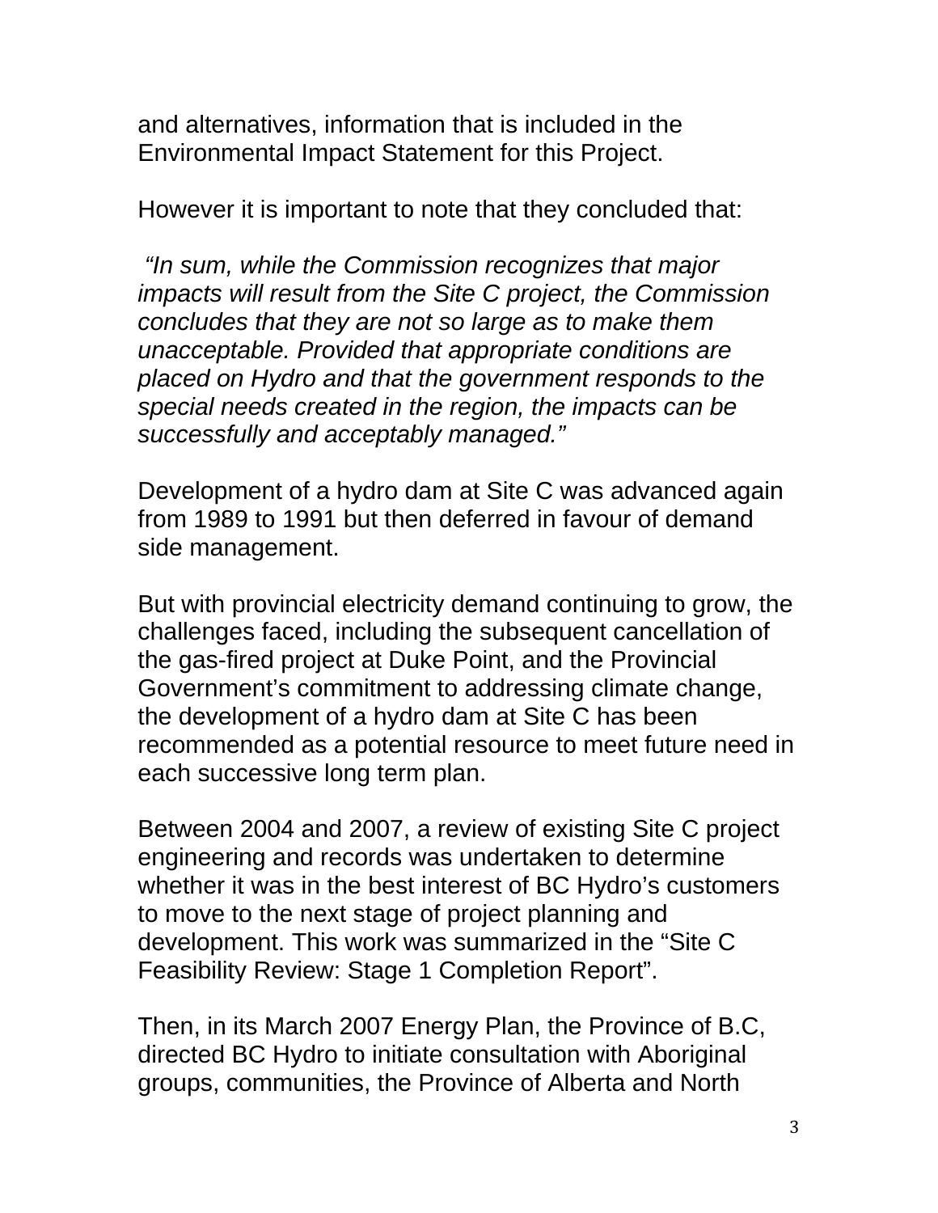and alternatives, information that is included in the Environmental Impact Statement for this Project.

However it is important to note that they concluded that:

*"In sum, while the Commission recognizes that major impacts will result from the Site C project, the Commission concludes that they are not so large as to make them unacceptable. Provided that appropriate conditions are placed on Hydro and that the government responds to the special needs created in the region, the impacts can be successfully and acceptably managed."*

Development of a hydro dam at Site C was advanced again from 1989 to 1991 but then deferred in favour of demand side management.

But with provincial electricity demand continuing to grow, the challenges faced, including the subsequent cancellation of the gas-fired project at Duke Point, and the Provincial Government's commitment to addressing climate change, the development of a hydro dam at Site C has been recommended as a potential resource to meet future need in each successive long term plan.

Between 2004 and 2007, a review of existing Site C project engineering and records was undertaken to determine whether it was in the best interest of BC Hydro's customers to move to the next stage of project planning and development. This work was summarized in the "Site C Feasibility Review: Stage 1 Completion Report".

Then, in its March 2007 Energy Plan, the Province of B.C, directed BC Hydro to initiate consultation with Aboriginal groups, communities, the Province of Alberta and North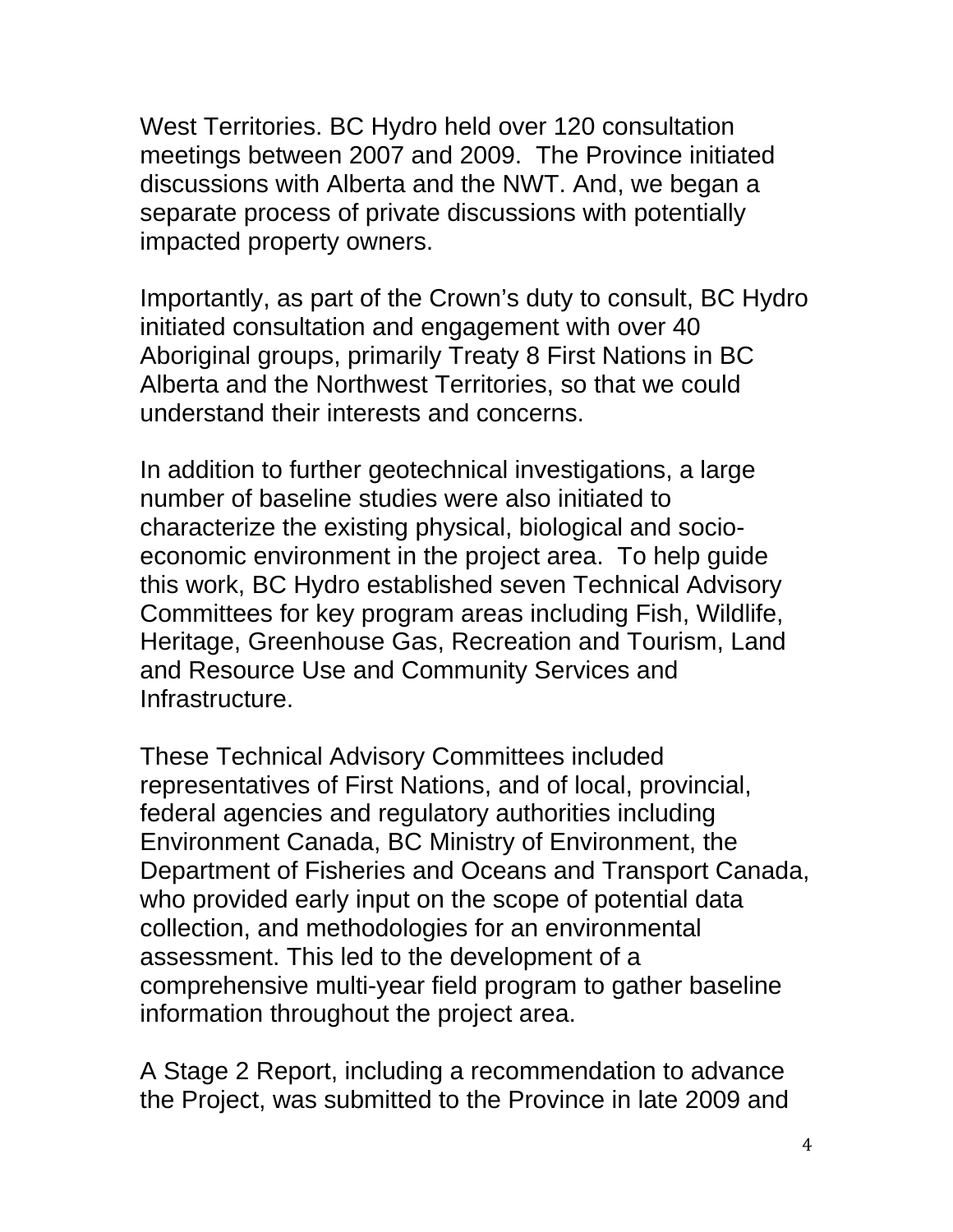West Territories. BC Hydro held over 120 consultation meetings between 2007 and 2009.  The Province initiated discussions with Alberta and the NWT. And, we began a separate process of private discussions with potentially impacted property owners.

Importantly, as part of the Crown's duty to consult, BC Hydro initiated consultation and engagement with over 40 Aboriginal groups, primarily Treaty 8 First Nations in BC Alberta and the Northwest Territories, so that we could understand their interests and concerns.

In addition to further geotechnical investigations, a large number of baseline studies were also initiated to characterize the existing physical, biological and socio-economic environment in the project area.  To help guide this work, BC Hydro established seven Technical Advisory Committees for key program areas including Fish, Wildlife, Heritage, Greenhouse Gas, Recreation and Tourism, Land and Resource Use and Community Services and Infrastructure.

These Technical Advisory Committees included representatives of First Nations, and of local, provincial, federal agencies and regulatory authorities including Environment Canada, BC Ministry of Environment, the Department of Fisheries and Oceans and Transport Canada, who provided early input on the scope of potential data collection, and methodologies for an environmental assessment. This led to the development of a comprehensive multi-year field program to gather baseline information throughout the project area.

A Stage 2 Report, including a recommendation to advance the Project, was submitted to the Province in late 2009 and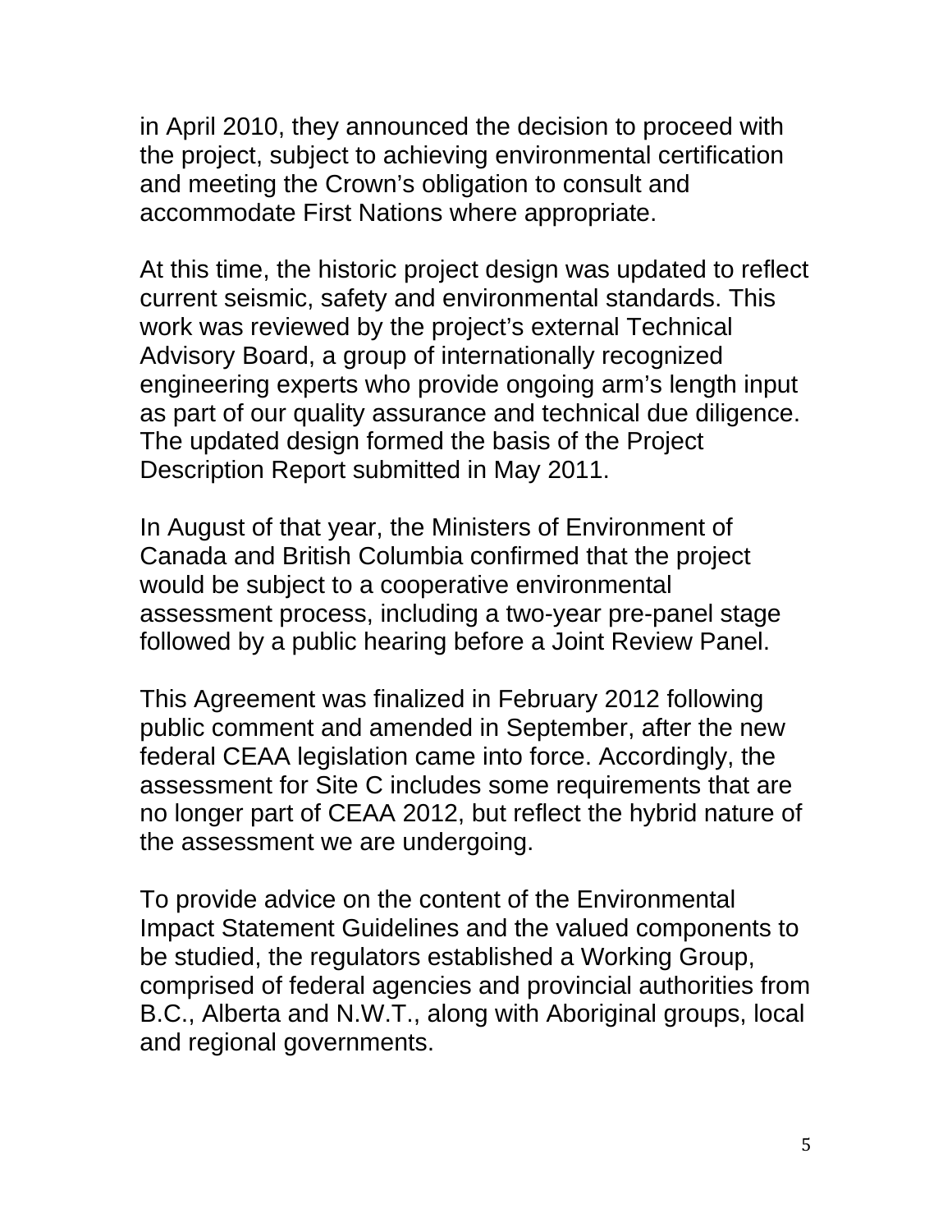in April 2010, they announced the decision to proceed with the project, subject to achieving environmental certification and meeting the Crown's obligation to consult and accommodate First Nations where appropriate.

At this time, the historic project design was updated to reflect current seismic, safety and environmental standards. This work was reviewed by the project's external Technical Advisory Board, a group of internationally recognized engineering experts who provide ongoing arm's length input as part of our quality assurance and technical due diligence. The updated design formed the basis of the Project Description Report submitted in May 2011.

In August of that year, the Ministers of Environment of Canada and British Columbia confirmed that the project would be subject to a cooperative environmental assessment process, including a two-year pre-panel stage followed by a public hearing before a Joint Review Panel.

This Agreement was finalized in February 2012 following public comment and amended in September, after the new federal CEAA legislation came into force. Accordingly, the assessment for Site C includes some requirements that are no longer part of CEAA 2012, but reflect the hybrid nature of the assessment we are undergoing.

To provide advice on the content of the Environmental Impact Statement Guidelines and the valued components to be studied, the regulators established a Working Group, comprised of federal agencies and provincial authorities from B.C., Alberta and N.W.T., along with Aboriginal groups, local and regional governments.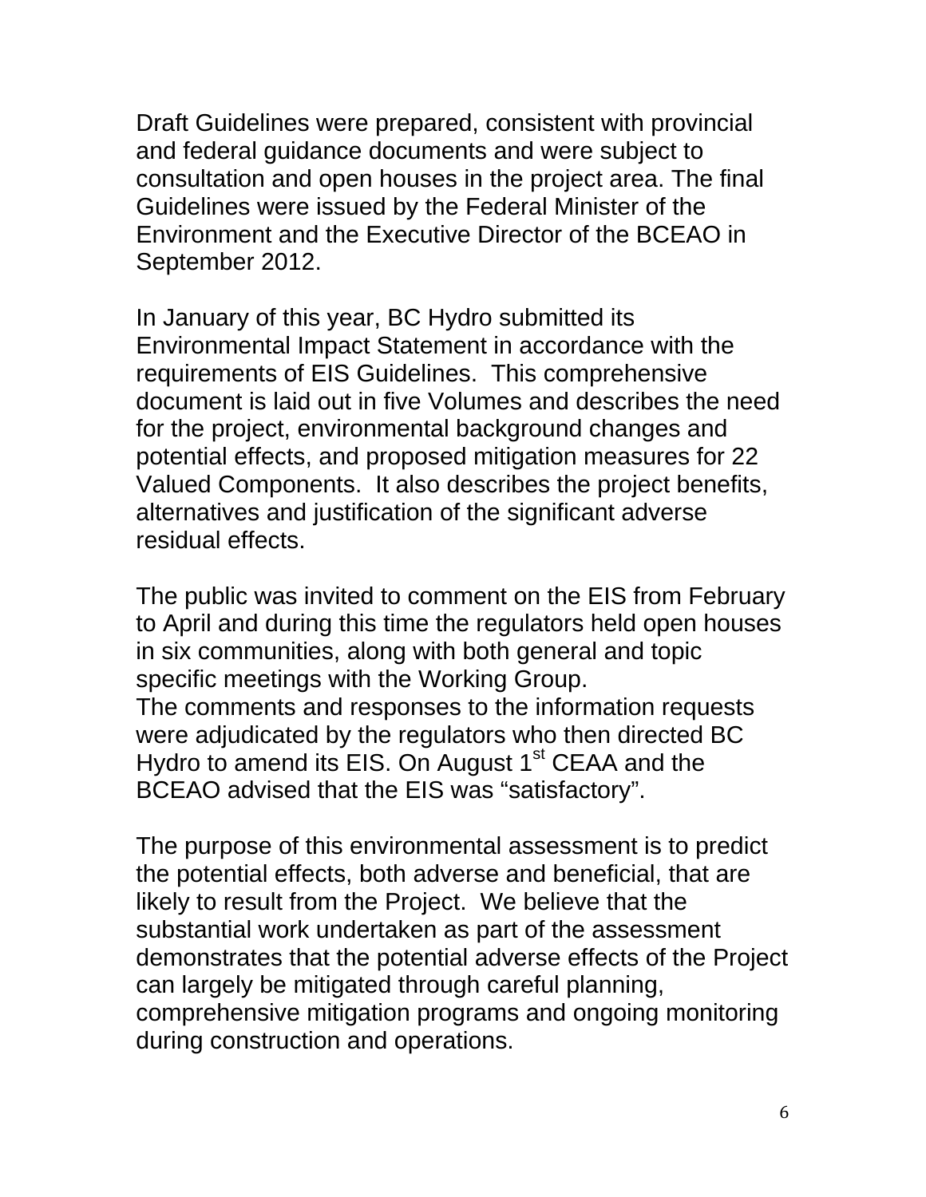Draft Guidelines were prepared, consistent with provincial and federal guidance documents and were subject to consultation and open houses in the project area. The final Guidelines were issued by the Federal Minister of the Environment and the Executive Director of the BCEAO in September 2012.

In January of this year, BC Hydro submitted its Environmental Impact Statement in accordance with the requirements of EIS Guidelines. This comprehensive document is laid out in five Volumes and describes the need for the project, environmental background changes and potential effects, and proposed mitigation measures for 22 Valued Components. It also describes the project benefits, alternatives and justification of the significant adverse residual effects.

The public was invited to comment on the EIS from February to April and during this time the regulators held open houses in six communities, along with both general and topic specific meetings with the Working Group.
The comments and responses to the information requests were adjudicated by the regulators who then directed BC Hydro to amend its EIS. On August 1st CEAA and the BCEAO advised that the EIS was "satisfactory".

The purpose of this environmental assessment is to predict the potential effects, both adverse and beneficial, that are likely to result from the Project. We believe that the substantial work undertaken as part of the assessment demonstrates that the potential adverse effects of the Project can largely be mitigated through careful planning, comprehensive mitigation programs and ongoing monitoring during construction and operations.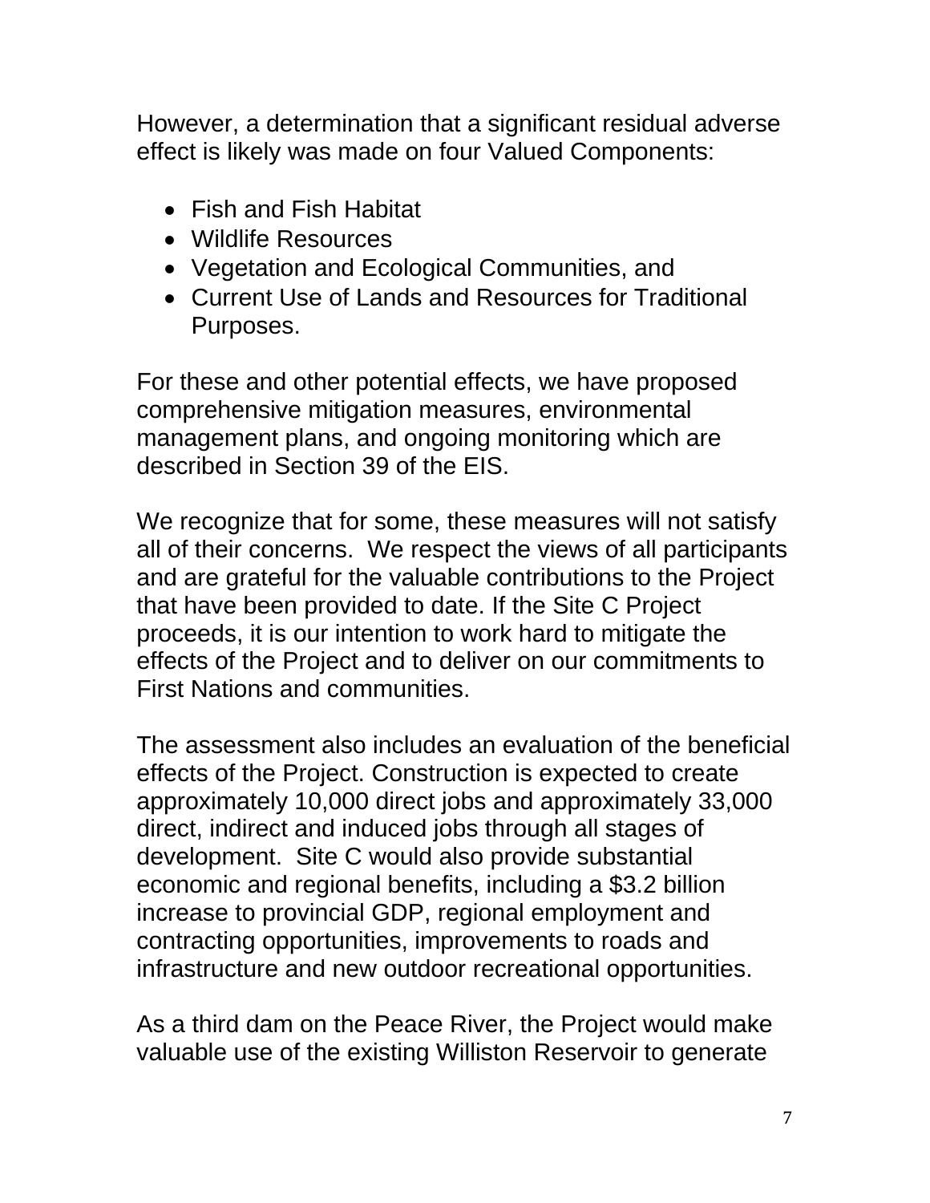However, a determination that a significant residual adverse effect is likely was made on four Valued Components:

- Fish and Fish Habitat
- Wildlife Resources
- Vegetation and Ecological Communities, and
- Current Use of Lands and Resources for Traditional Purposes.

For these and other potential effects, we have proposed comprehensive mitigation measures, environmental management plans, and ongoing monitoring which are described in Section 39 of the EIS.

We recognize that for some, these measures will not satisfy all of their concerns. We respect the views of all participants and are grateful for the valuable contributions to the Project that have been provided to date. If the Site C Project proceeds, it is our intention to work hard to mitigate the effects of the Project and to deliver on our commitments to First Nations and communities.

The assessment also includes an evaluation of the beneficial effects of the Project. Construction is expected to create approximately 10,000 direct jobs and approximately 33,000 direct, indirect and induced jobs through all stages of development. Site C would also provide substantial economic and regional benefits, including a $3.2 billion increase to provincial GDP, regional employment and contracting opportunities, improvements to roads and infrastructure and new outdoor recreational opportunities.

As a third dam on the Peace River, the Project would make valuable use of the existing Williston Reservoir to generate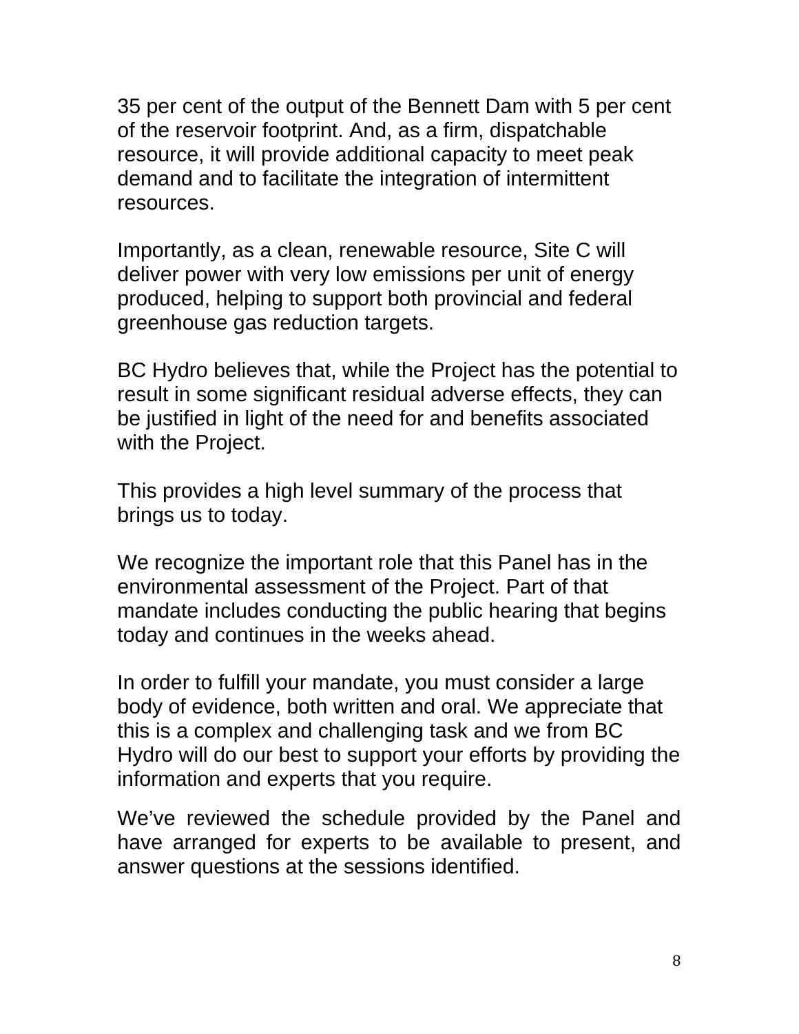35 per cent of the output of the Bennett Dam with 5 per cent of the reservoir footprint. And, as a firm, dispatchable resource, it will provide additional capacity to meet peak demand and to facilitate the integration of intermittent resources.

Importantly, as a clean, renewable resource, Site C will deliver power with very low emissions per unit of energy produced, helping to support both provincial and federal greenhouse gas reduction targets.

BC Hydro believes that, while the Project has the potential to result in some significant residual adverse effects, they can be justified in light of the need for and benefits associated with the Project.

This provides a high level summary of the process that brings us to today.

We recognize the important role that this Panel has in the environmental assessment of the Project. Part of that mandate includes conducting the public hearing that begins today and continues in the weeks ahead.

In order to fulfill your mandate, you must consider a large body of evidence, both written and oral. We appreciate that this is a complex and challenging task and we from BC Hydro will do our best to support your efforts by providing the information and experts that you require.

We've reviewed the schedule provided by the Panel and have arranged for experts to be available to present, and answer questions at the sessions identified.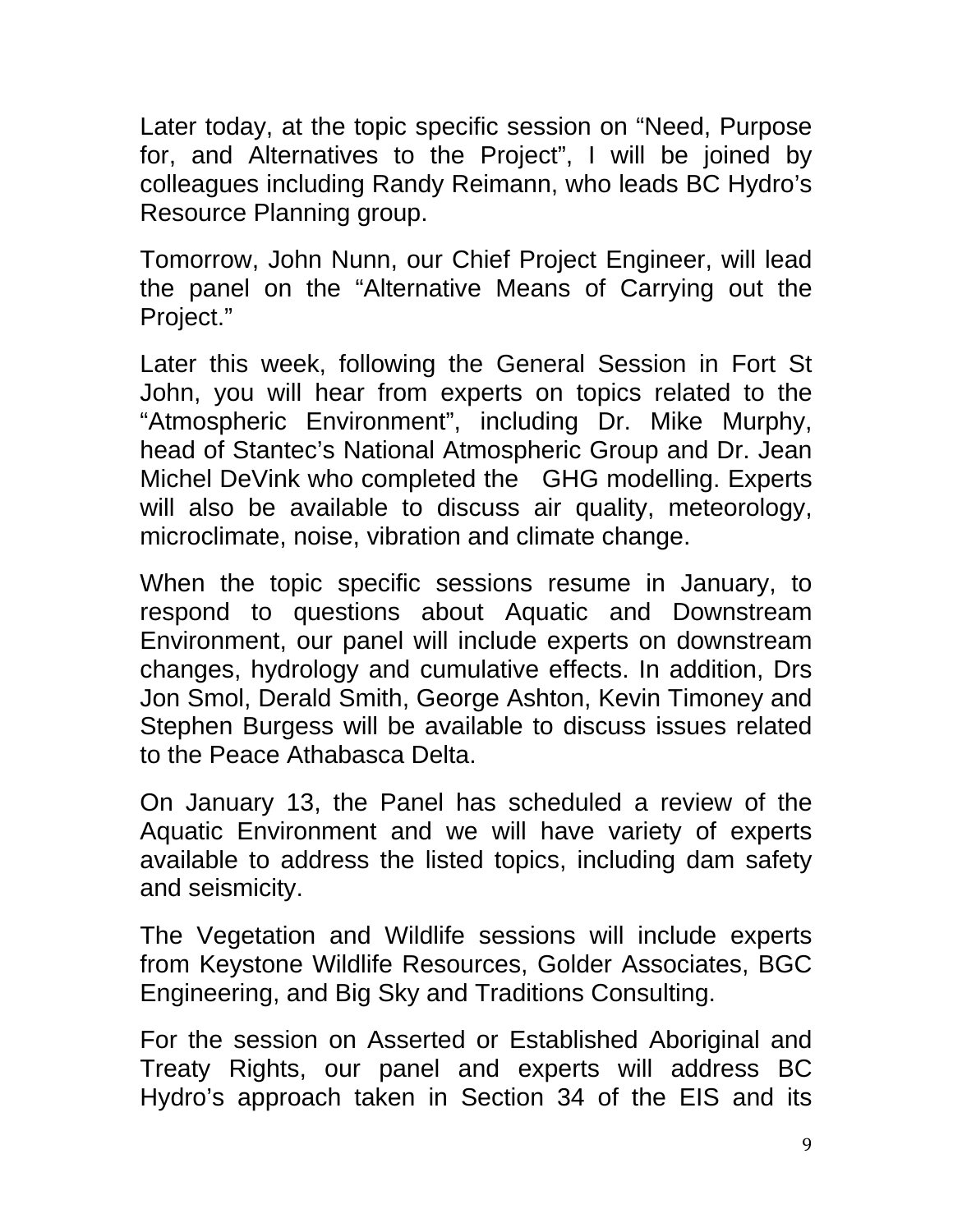Later today, at the topic specific session on “Need, Purpose for, and Alternatives to the Project”, I will be joined by colleagues including Randy Reimann, who leads BC Hydro’s Resource Planning group.

Tomorrow, John Nunn, our Chief Project Engineer, will lead the panel on the “Alternative Means of Carrying out the Project.”

Later this week, following the General Session in Fort St John, you will hear from experts on topics related to the “Atmospheric Environment”, including Dr. Mike Murphy, head of Stantec’s National Atmospheric Group and Dr. Jean Michel DeVink who completed the GHG modelling. Experts will also be available to discuss air quality, meteorology, microclimate, noise, vibration and climate change.

When the topic specific sessions resume in January, to respond to questions about Aquatic and Downstream Environment, our panel will include experts on downstream changes, hydrology and cumulative effects. In addition, Drs Jon Smol, Derald Smith, George Ashton, Kevin Timoney and Stephen Burgess will be available to discuss issues related to the Peace Athabasca Delta.

On January 13, the Panel has scheduled a review of the Aquatic Environment and we will have variety of experts available to address the listed topics, including dam safety and seismicity.

The Vegetation and Wildlife sessions will include experts from Keystone Wildlife Resources, Golder Associates, BGC Engineering, and Big Sky and Traditions Consulting.

For the session on Asserted or Established Aboriginal and Treaty Rights, our panel and experts will address BC Hydro’s approach taken in Section 34 of the EIS and its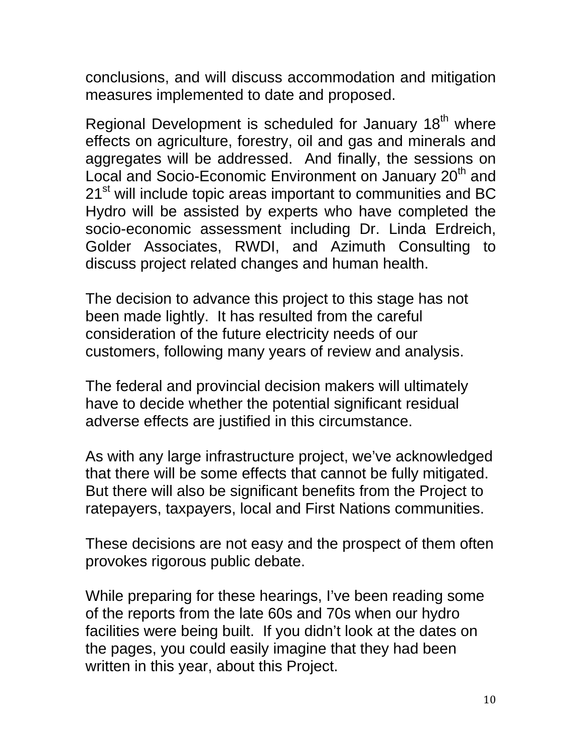conclusions, and will discuss accommodation and mitigation measures implemented to date and proposed.

Regional Development is scheduled for January 18th where effects on agriculture, forestry, oil and gas and minerals and aggregates will be addressed. And finally, the sessions on Local and Socio-Economic Environment on January 20th and 21st will include topic areas important to communities and BC Hydro will be assisted by experts who have completed the socio-economic assessment including Dr. Linda Erdreich, Golder Associates, RWDI, and Azimuth Consulting to discuss project related changes and human health.

The decision to advance this project to this stage has not been made lightly. It has resulted from the careful consideration of the future electricity needs of our customers, following many years of review and analysis.

The federal and provincial decision makers will ultimately have to decide whether the potential significant residual adverse effects are justified in this circumstance.

As with any large infrastructure project, we've acknowledged that there will be some effects that cannot be fully mitigated. But there will also be significant benefits from the Project to ratepayers, taxpayers, local and First Nations communities.

These decisions are not easy and the prospect of them often provokes rigorous public debate.

While preparing for these hearings, I've been reading some of the reports from the late 60s and 70s when our hydro facilities were being built. If you didn't look at the dates on the pages, you could easily imagine that they had been written in this year, about this Project.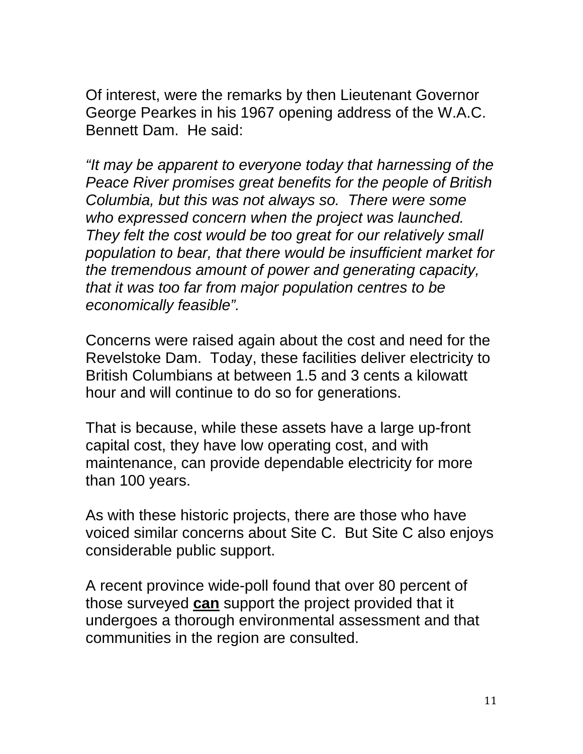Of interest, were the remarks by then Lieutenant Governor George Pearkes in his 1967 opening address of the W.A.C. Bennett Dam. He said:

*"It may be apparent to everyone today that harnessing of the Peace River promises great benefits for the people of British Columbia, but this was not always so. There were some who expressed concern when the project was launched. They felt the cost would be too great for our relatively small population to bear, that there would be insufficient market for the tremendous amount of power and generating capacity, that it was too far from major population centres to be economically feasible".*

Concerns were raised again about the cost and need for the Revelstoke Dam. Today, these facilities deliver electricity to British Columbians at between 1.5 and 3 cents a kilowatt hour and will continue to do so for generations.

That is because, while these assets have a large up-front capital cost, they have low operating cost, and with maintenance, can provide dependable electricity for more than 100 years.

As with these historic projects, there are those who have voiced similar concerns about Site C. But Site C also enjoys considerable public support.

A recent province wide-poll found that over 80 percent of those surveyed **<u>can</u>** support the project provided that it undergoes a thorough environmental assessment and that communities in the region are consulted.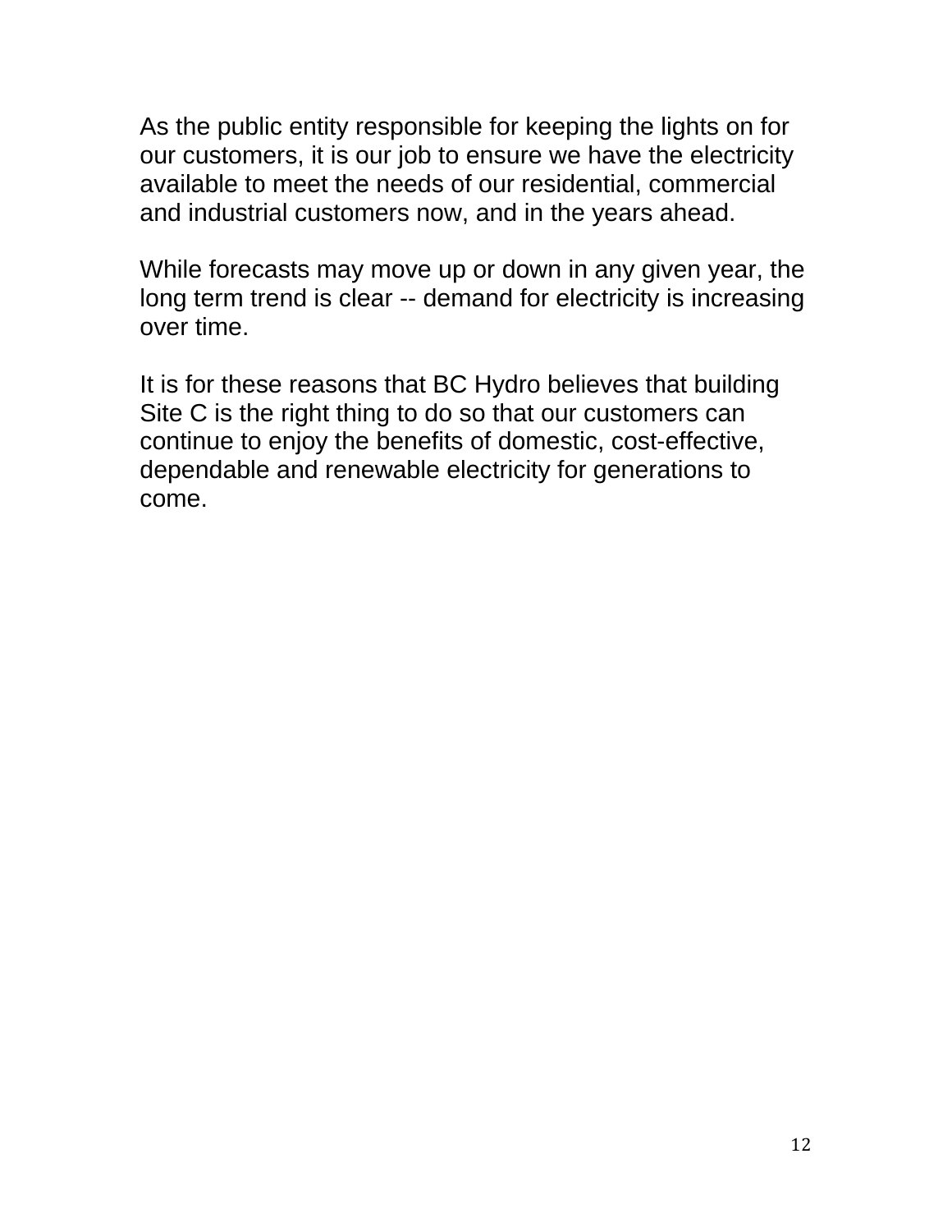As the public entity responsible for keeping the lights on for our customers, it is our job to ensure we have the electricity available to meet the needs of our residential, commercial and industrial customers now, and in the years ahead.

While forecasts may move up or down in any given year, the long term trend is clear -- demand for electricity is increasing over time.

It is for these reasons that BC Hydro believes that building Site C is the right thing to do so that our customers can continue to enjoy the benefits of domestic, cost-effective, dependable and renewable electricity for generations to come.